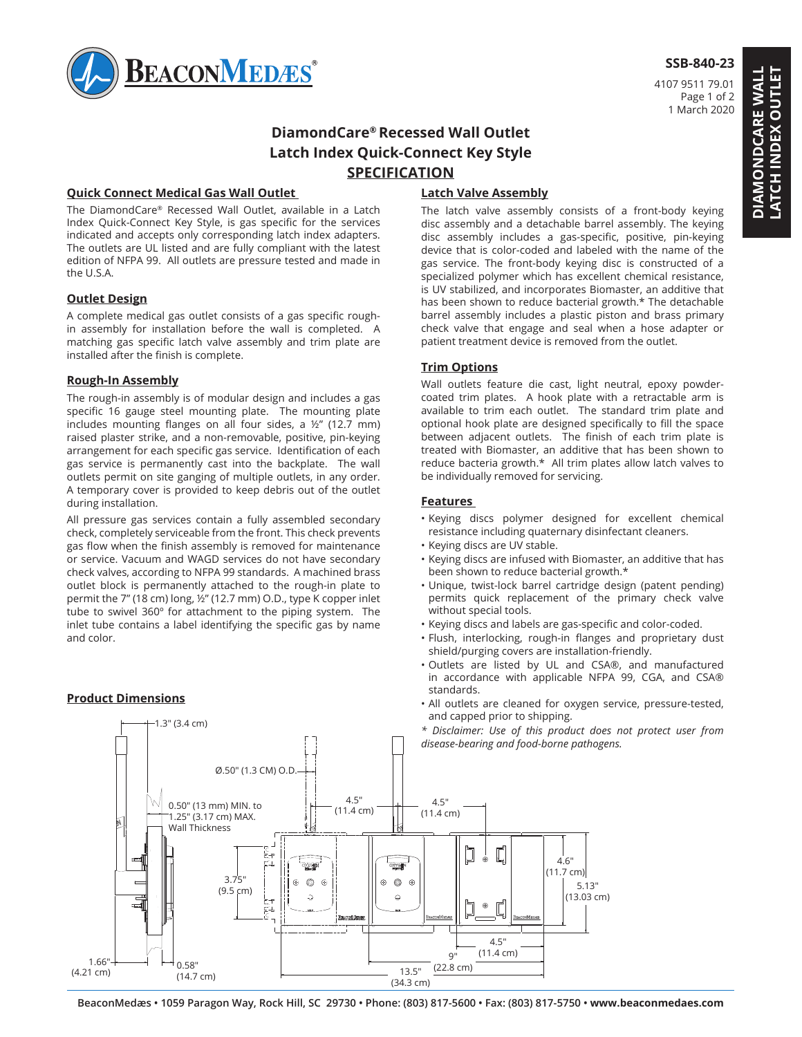# DiamondCare® Recessed Wall Outlet Latch Index Quick-Connect Key Style

## SPECIFICATION

### Quick Connect Medical Gas Wall Outlet

The DiamondCare® Recessed Wall Outlet, available in a Latch Index Quick-Connect Key Style, is gas specific for the services indicated and accepts only corresponding latch index adapters. The outlets are UL listed and are fully compliant with the latest edition of NFPA 99. All outlets are pressure tested and made in the U.S.A.

### Outlet Design

A complete medical gas outlet consists of a gas specific rough-in assembly for installation before the wall is completed. A matching gas specific latch valve assembly and trim plate are installed after the finish is complete.

### Rough-In Assembly

The rough-in assembly is of modular design and includes a gas specific 16 gauge steel mounting plate. The mounting plate includes mounting flanges on all four sides, a ½" (12.7 mm) raised plaster strike, and a non-removable, positive, pin-keying arrangement for each specific gas service. Identification of each gas service is permanently cast into the backplate. The wall outlets permit on site ganging of multiple outlets, in any order. A temporary cover is provided to keep debris out of the outlet during installation.

All pressure gas services contain a fully assembled secondary check, completely serviceable from the front. This check prevents gas flow when the finish assembly is removed for maintenance or service. Vacuum and WAGD services do not have secondary check valves, according to NFPA 99 standards. A machined brass outlet block is permanently attached to the rough-in plate to permit the 7" (18 cm) long, ½" (12.7 mm) O.D., type K copper inlet tube to swivel 360° for attachment to the piping system. The inlet tube contains a label identifying the specific gas by name and color.

### Latch Valve Assembly

The latch valve assembly consists of a front-body keying disc assembly and a detachable barrel assembly. The keying disc assembly includes a gas-specific, positive, pin-keying device that is color-coded and labeled with the name of the gas service. The front-body keying disc is constructed of a specialized polymer which has excellent chemical resistance, is UV stabilized, and incorporates Biomaster, an additive that has been shown to reduce bacterial growth.* The detachable barrel assembly includes a plastic piston and brass primary check valve that engage and seal when a hose adapter or patient treatment device is removed from the outlet.

### Trim Options

Wall outlets feature die cast, light neutral, epoxy powder-coated trim plates. A hook plate with a retractable arm is available to trim each outlet. The standard trim plate and optional hook plate are designed specifically to fill the space between adjacent outlets. The finish of each trim plate is treated with Biomaster, an additive that has been shown to reduce bacteria growth.* All trim plates allow latch valves to be individually removed for servicing.

### Features

- Keying discs polymer designed for excellent chemical resistance including quaternary disinfectant cleaners.
- Keying discs are UV stable.
- Keying discs are infused with Biomaster, an additive that has been shown to reduce bacterial growth.*
- Unique, twist-lock barrel cartridge design (patent pending) permits quick replacement of the primary check valve without special tools.
- Keying discs and labels are gas-specific and color-coded.
- Flush, interlocking, rough-in flanges and proprietary dust shield/purging covers are installation-friendly.
- Outlets are listed by UL and CSA®, and manufactured in accordance with applicable NFPA 99, CGA, and CSA® standards.
- All outlets are cleaned for oxygen service, pressure-tested, and capped prior to shipping.

*\* Disclaimer: Use of this product does not protect user from disease-bearing and food-borne pathogens.*

### Product Dimensions

1.3" (3.4 cm)
Ø.50" (1.3 CM) O.D.
0.50" (13 mm) MIN. to 1.25" (3.17 cm) MAX. Wall Thickness
4.5" (11.4 cm)
4.5" (11.4 cm)
3.75" (9.5 cm)
4.6" (11.7 cm)
5.13" (13.03 cm)
4.5" (11.4 cm)
9" (22.8 cm)
13.5" (34.3 cm)
1.66" (4.21 cm)
0.58" (14.7 cm)

BeaconMedæs • 1059 Paragon Way, Rock Hill, SC 29730 • Phone: (803) 817-5600 • Fax: (803) 817-5750 • www.beaconmedaes.com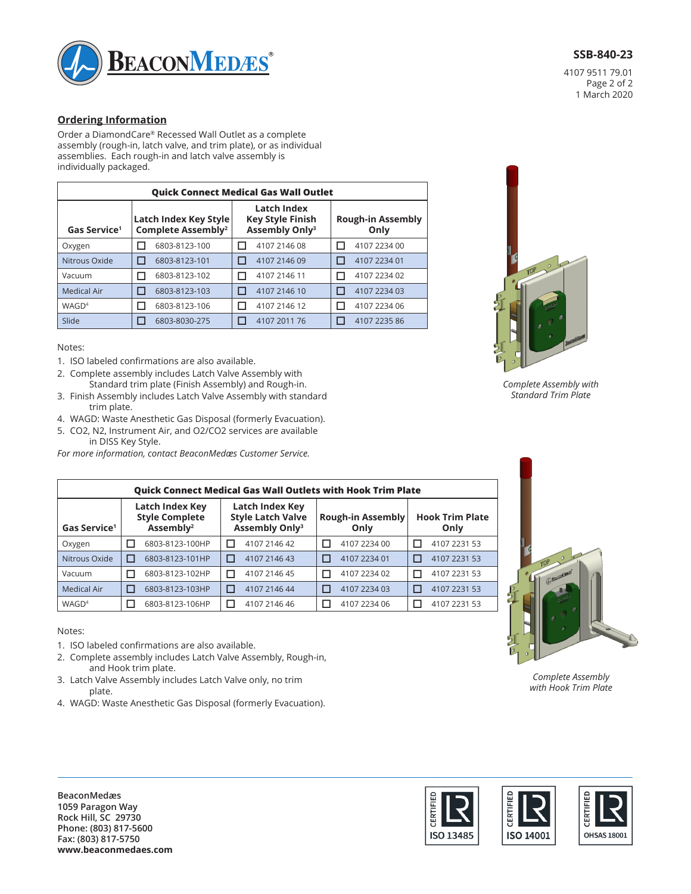## Ordering Information

Order a DiamondCare® Recessed Wall Outlet as a complete assembly (rough-in, latch valve, and trim plate), or as individual assemblies. Each rough-in and latch valve assembly is individually packaged.

| Quick Connect Medical Gas Wall Outlet | | | |
|---|---|---|---|
| Gas Service[1] | Latch Index Key Style Complete Assembly[2] | Latch Index Key Style Finish Assembly Only[3] | Rough-in Assembly Only |
| Oxygen | ☐ 6803-8123-100 | ☐ 4107 2146 08 | ☐ 4107 2234 00 |
| Nitrous Oxide | ☐ 6803-8123-101 | ☐ 4107 2146 09 | ☐ 4107 2234 01 |
| Vacuum | ☐ 6803-8123-102 | ☐ 4107 2146 11 | ☐ 4107 2234 02 |
| Medical Air | ☐ 6803-8123-103 | ☐ 4107 2146 10 | ☐ 4107 2234 03 |
| WAGD[4] | ☐ 6803-8123-106 | ☐ 4107 2146 12 | ☐ 4107 2234 06 |
| Slide | ☐ 6803-8030-275 | ☐ 4107 2011 76 | ☐ 4107 2235 86 |

Notes:

1. ISO labeled confirmations are also available.
2. Complete assembly includes Latch Valve Assembly with Standard trim plate (Finish Assembly) and Rough-in.
3. Finish Assembly includes Latch Valve Assembly with standard trim plate.
4. WAGD: Waste Anesthetic Gas Disposal (formerly Evacuation).
5. CO2, N2, Instrument Air, and O2/CO2 services are available in DISS Key Style.

*For more information, contact BeaconMedæs Customer Service.*

*Complete Assembly with Standard Trim Plate*

| Quick Connect Medical Gas Wall Outlets with Hook Trim Plate | | | | |
|---|---|---|---|---|
| Gas Service[1] | Latch Index Key Style Complete Assembly[2] | Latch Index Key Style Latch Valve Assembly Only[3] | Rough-in Assembly Only | Hook Trim Plate Only |
| Oxygen | ☐ 6803-8123-100HP | ☐ 4107 2146 42 | ☐ 4107 2234 00 | ☐ 4107 2231 53 |
| Nitrous Oxide | ☐ 6803-8123-101HP | ☐ 4107 2146 43 | ☐ 4107 2234 01 | ☐ 4107 2231 53 |
| Vacuum | ☐ 6803-8123-102HP | ☐ 4107 2146 45 | ☐ 4107 2234 02 | ☐ 4107 2231 53 |
| Medical Air | ☐ 6803-8123-103HP | ☐ 4107 2146 44 | ☐ 4107 2234 03 | ☐ 4107 2231 53 |
| WAGD[4] | ☐ 6803-8123-106HP | ☐ 4107 2146 46 | ☐ 4107 2234 06 | ☐ 4107 2231 53 |

Notes:

1. ISO labeled confirmations are also available.
2. Complete assembly includes Latch Valve Assembly, Rough-in, and Hook trim plate.
3. Latch Valve Assembly includes Latch Valve only, no trim plate.
4. WAGD: Waste Anesthetic Gas Disposal (formerly Evacuation).

*Complete Assembly with Hook Trim Plate*

**BeaconMedæs**
**1059 Paragon Way**
**Rock Hill, SC 29730**
**Phone: (803) 817-5600**
**Fax: (803) 817-5750**
**www.beaconmedaes.com**

CERTIFIED ISO 13485 | CERTIFIED ISO 14001 | CERTIFIED OHSAS 18001